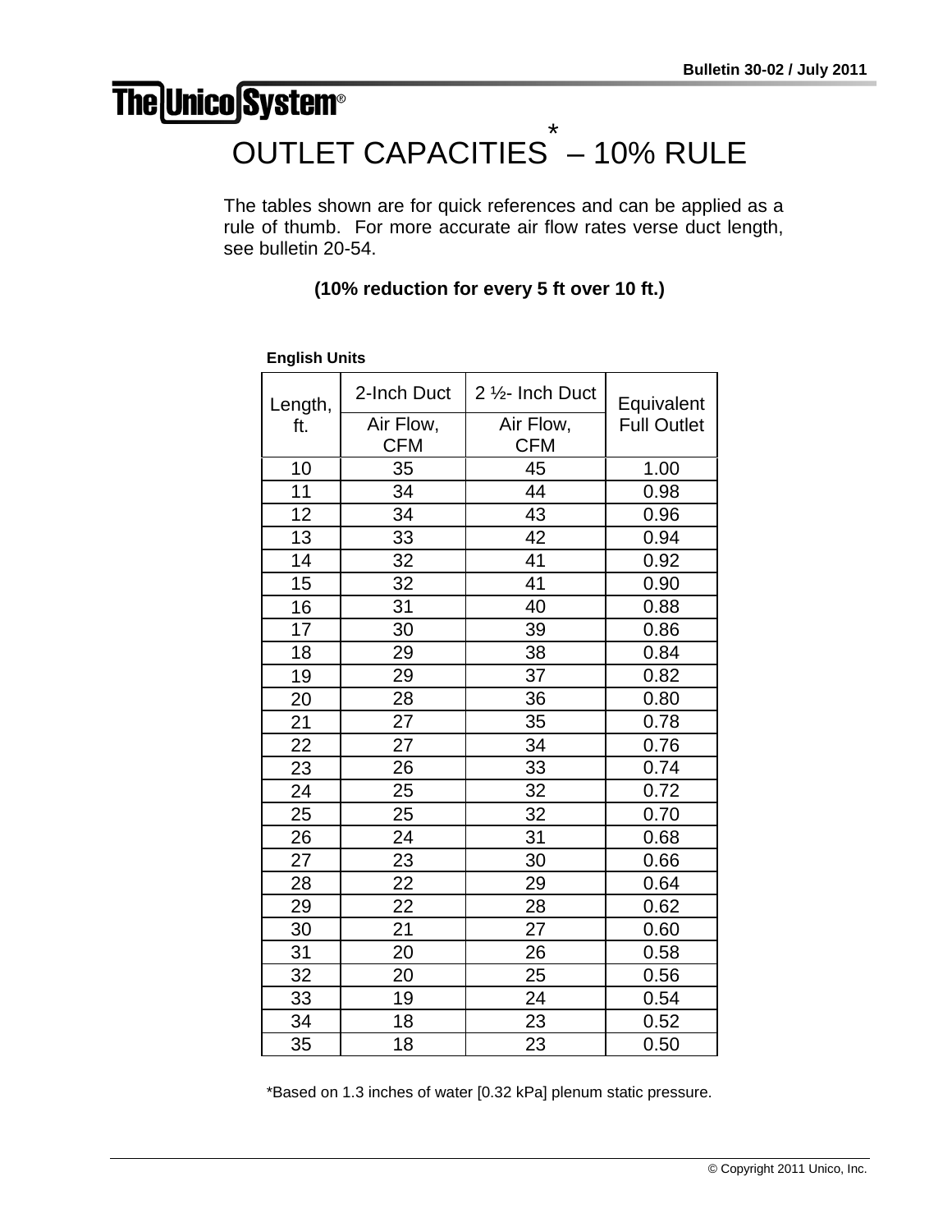**Bulletin 30-02 / July 2011**

**The Unico System®**

# OUTLET CAPACITIES* – 10% RULE

The tables shown are for quick references and can be applied as a rule of thumb. For more accurate air flow rates verse duct length, see bulletin 20-54.

**(10% reduction for every 5 ft over 10 ft.)**

**English Units**

| Length, ft. | 2-Inch Duct Air Flow, CFM | 2 ½- Inch Duct Air Flow, CFM | Equivalent Full Outlet |
|---|---|---|---|
| 10 | 35 | 45 | 1.00 |
| 11 | 34 | 44 | 0.98 |
| 12 | 34 | 43 | 0.96 |
| 13 | 33 | 42 | 0.94 |
| 14 | 32 | 41 | 0.92 |
| 15 | 32 | 41 | 0.90 |
| 16 | 31 | 40 | 0.88 |
| 17 | 30 | 39 | 0.86 |
| 18 | 29 | 38 | 0.84 |
| 19 | 29 | 37 | 0.82 |
| 20 | 28 | 36 | 0.80 |
| 21 | 27 | 35 | 0.78 |
| 22 | 27 | 34 | 0.76 |
| 23 | 26 | 33 | 0.74 |
| 24 | 25 | 32 | 0.72 |
| 25 | 25 | 32 | 0.70 |
| 26 | 24 | 31 | 0.68 |
| 27 | 23 | 30 | 0.66 |
| 28 | 22 | 29 | 0.64 |
| 29 | 22 | 28 | 0.62 |
| 30 | 21 | 27 | 0.60 |
| 31 | 20 | 26 | 0.58 |
| 32 | 20 | 25 | 0.56 |
| 33 | 19 | 24 | 0.54 |
| 34 | 18 | 23 | 0.52 |
| 35 | 18 | 23 | 0.50 |

*Based on 1.3 inches of water [0.32 kPa] plenum static pressure.

© Copyright 2011 Unico, Inc.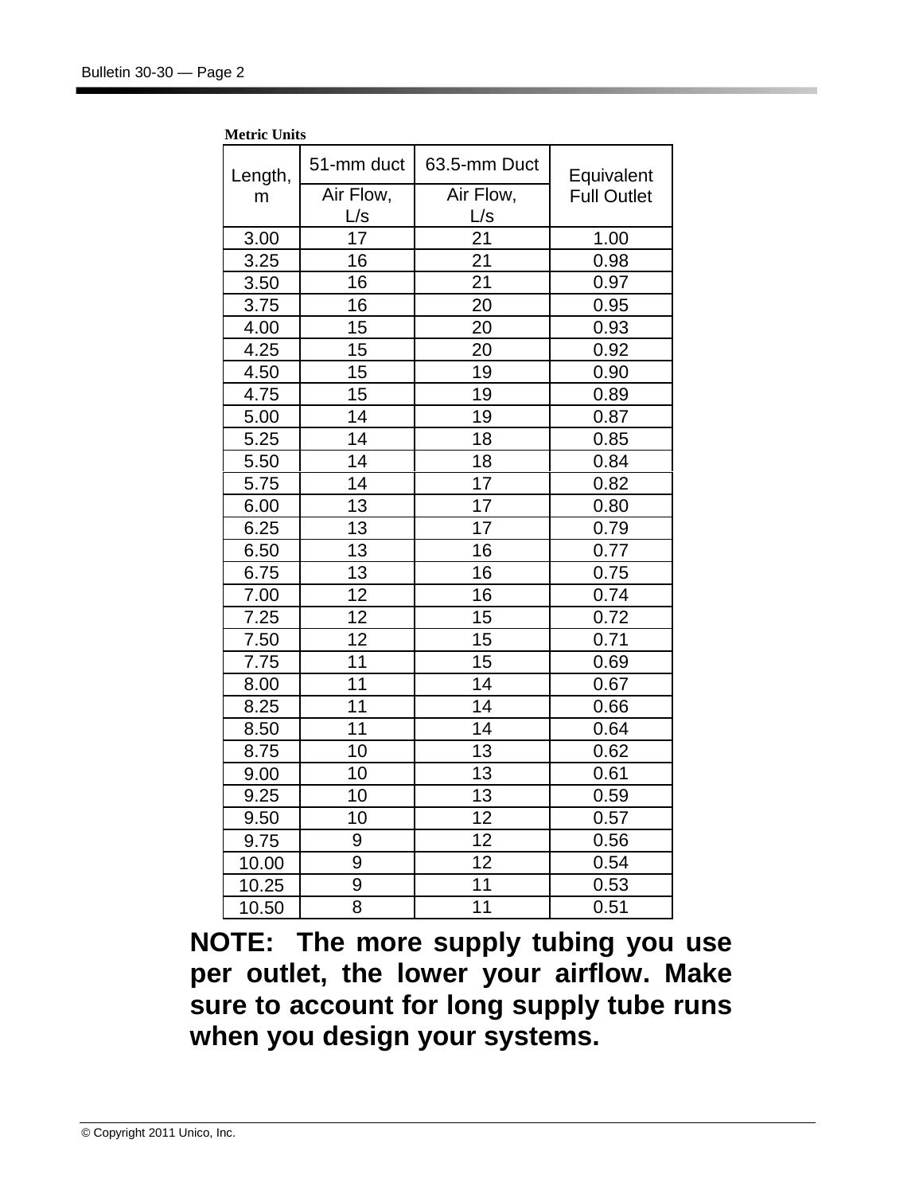**Metric Units**

| Length, m | 51-mm duct | 63.5-mm Duct | Equivalent Full Outlet |
|---|---|---|---|
| | Air Flow, L/s | Air Flow, L/s | |
| 3.00 | 17 | 21 | 1.00 |
| 3.25 | 16 | 21 | 0.98 |
| 3.50 | 16 | 21 | 0.97 |
| 3.75 | 16 | 20 | 0.95 |
| 4.00 | 15 | 20 | 0.93 |
| 4.25 | 15 | 20 | 0.92 |
| 4.50 | 15 | 19 | 0.90 |
| 4.75 | 15 | 19 | 0.89 |
| 5.00 | 14 | 19 | 0.87 |
| 5.25 | 14 | 18 | 0.85 |
| 5.50 | 14 | 18 | 0.84 |
| 5.75 | 14 | 17 | 0.82 |
| 6.00 | 13 | 17 | 0.80 |
| 6.25 | 13 | 17 | 0.79 |
| 6.50 | 13 | 16 | 0.77 |
| 6.75 | 13 | 16 | 0.75 |
| 7.00 | 12 | 16 | 0.74 |
| 7.25 | 12 | 15 | 0.72 |
| 7.50 | 12 | 15 | 0.71 |
| 7.75 | 11 | 15 | 0.69 |
| 8.00 | 11 | 14 | 0.67 |
| 8.25 | 11 | 14 | 0.66 |
| 8.50 | 11 | 14 | 0.64 |
| 8.75 | 10 | 13 | 0.62 |
| 9.00 | 10 | 13 | 0.61 |
| 9.25 | 10 | 13 | 0.59 |
| 9.50 | 10 | 12 | 0.57 |
| 9.75 | 9 | 12 | 0.56 |
| 10.00 | 9 | 12 | 0.54 |
| 10.25 | 9 | 11 | 0.53 |
| 10.50 | 8 | 11 | 0.51 |

**NOTE: The more supply tubing you use per outlet, the lower your airflow. Make sure to account for long supply tube runs when you design your systems.**

© Copyright 2011 Unico, Inc.